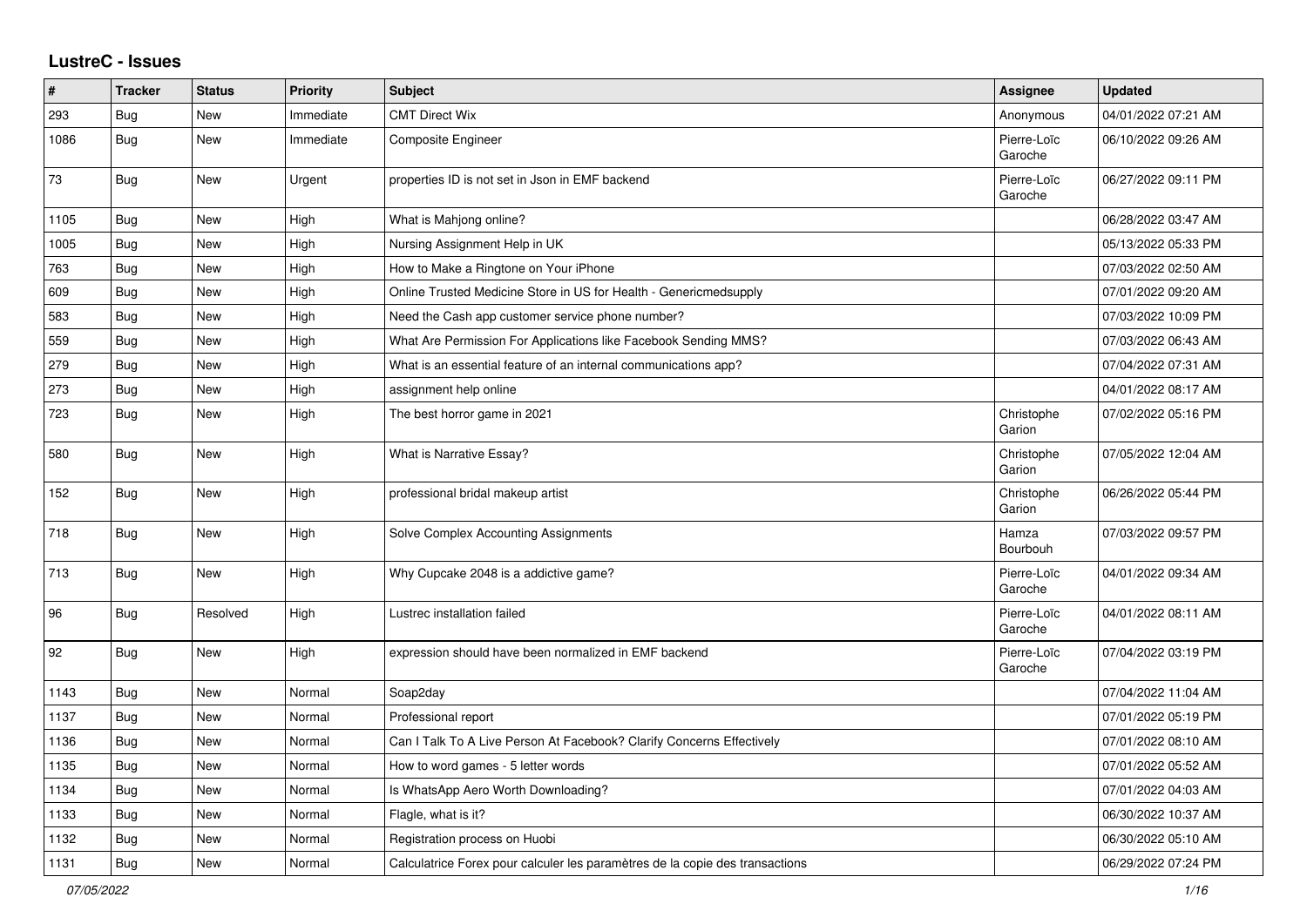# LustreC - Issues

| # | Tracker | Status | Priority | Subject | Assignee | Updated |
|---|---|---|---|---|---|---|
| 293 | Bug | New | Immediate | CMT Direct Wix | Anonymous | 04/01/2022 07:21 AM |
| 1086 | Bug | New | Immediate | Composite Engineer | Pierre-Loïc Garoche | 06/10/2022 09:26 AM |
| 73 | Bug | New | Urgent | properties ID is not set in Json in EMF backend | Pierre-Loïc Garoche | 06/27/2022 09:11 PM |
| 1105 | Bug | New | High | What is Mahjong online? | | 06/28/2022 03:47 AM |
| 1005 | Bug | New | High | Nursing Assignment Help in UK | | 05/13/2022 05:33 PM |
| 763 | Bug | New | High | How to Make a Ringtone on Your iPhone | | 07/03/2022 02:50 AM |
| 609 | Bug | New | High | Online Trusted Medicine Store in US for Health - Genericmedsupply | | 07/01/2022 09:20 AM |
| 583 | Bug | New | High | Need the Cash app customer service phone number? | | 07/03/2022 10:09 PM |
| 559 | Bug | New | High | What Are Permission For Applications like Facebook Sending MMS? | | 07/03/2022 06:43 AM |
| 279 | Bug | New | High | What is an essential feature of an internal communications app? | | 07/04/2022 07:31 AM |
| 273 | Bug | New | High | assignment help online | | 04/01/2022 08:17 AM |
| 723 | Bug | New | High | The best horror game in 2021 | Christophe Garion | 07/02/2022 05:16 PM |
| 580 | Bug | New | High | What is Narrative Essay? | Christophe Garion | 07/05/2022 12:04 AM |
| 152 | Bug | New | High | professional bridal makeup artist | Christophe Garion | 06/26/2022 05:44 PM |
| 718 | Bug | New | High | Solve Complex Accounting Assignments | Hamza Bourbouh | 07/03/2022 09:57 PM |
| 713 | Bug | New | High | Why Cupcake 2048 is a addictive game? | Pierre-Loïc Garoche | 04/01/2022 09:34 AM |
| 96 | Bug | Resolved | High | Lustrec installation failed | Pierre-Loïc Garoche | 04/01/2022 08:11 AM |
| 92 | Bug | New | High | expression should have been normalized in EMF backend | Pierre-Loïc Garoche | 07/04/2022 03:19 PM |
| 1143 | Bug | New | Normal | Soap2day | | 07/04/2022 11:04 AM |
| 1137 | Bug | New | Normal | Professional report | | 07/01/2022 05:19 PM |
| 1136 | Bug | New | Normal | Can I Talk To A Live Person At Facebook? Clarify Concerns Effectively | | 07/01/2022 08:10 AM |
| 1135 | Bug | New | Normal | How to word games - 5 letter words | | 07/01/2022 05:52 AM |
| 1134 | Bug | New | Normal | Is WhatsApp Aero Worth Downloading? | | 07/01/2022 04:03 AM |
| 1133 | Bug | New | Normal | Flagle, what is it? | | 06/30/2022 10:37 AM |
| 1132 | Bug | New | Normal | Registration process on Huobi | | 06/30/2022 05:10 AM |
| 1131 | Bug | New | Normal | Calculatrice Forex pour calculer les paramètres de la copie des transactions | | 06/29/2022 07:24 PM |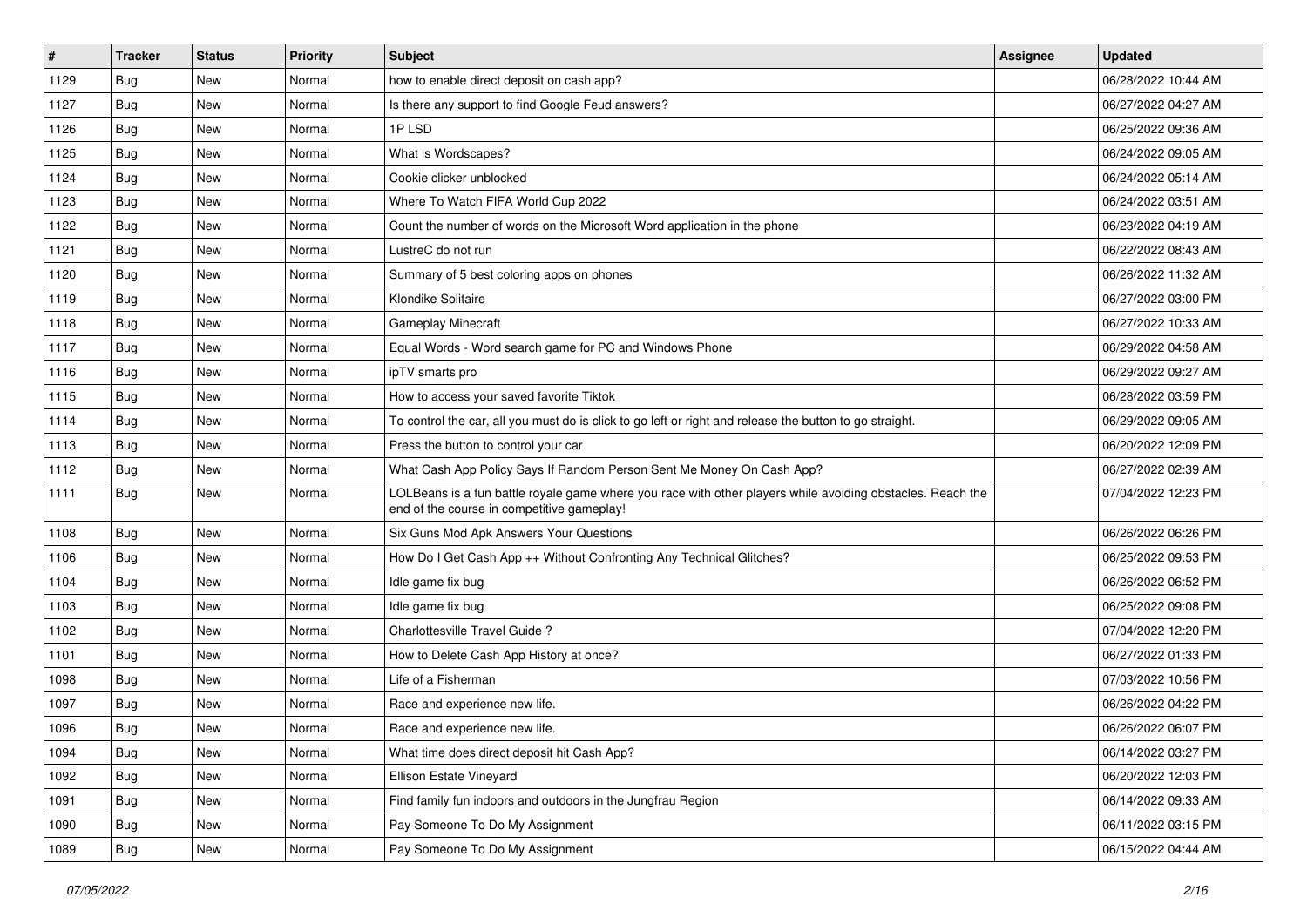| # | Tracker | Status | Priority | Subject | Assignee | Updated |
|---|---|---|---|---|---|---|
| 1129 | Bug | New | Normal | how to enable direct deposit on cash app? | | 06/28/2022 10:44 AM |
| 1127 | Bug | New | Normal | Is there any support to find Google Feud answers? | | 06/27/2022 04:27 AM |
| 1126 | Bug | New | Normal | 1P LSD | | 06/25/2022 09:36 AM |
| 1125 | Bug | New | Normal | What is Wordscapes? | | 06/24/2022 09:05 AM |
| 1124 | Bug | New | Normal | Cookie clicker unblocked | | 06/24/2022 05:14 AM |
| 1123 | Bug | New | Normal | Where To Watch FIFA World Cup 2022 | | 06/24/2022 03:51 AM |
| 1122 | Bug | New | Normal | Count the number of words on the Microsoft Word application in the phone | | 06/23/2022 04:19 AM |
| 1121 | Bug | New | Normal | LustreC do not run | | 06/22/2022 08:43 AM |
| 1120 | Bug | New | Normal | Summary of 5 best coloring apps on phones | | 06/26/2022 11:32 AM |
| 1119 | Bug | New | Normal | Klondike Solitaire | | 06/27/2022 03:00 PM |
| 1118 | Bug | New | Normal | Gameplay Minecraft | | 06/27/2022 10:33 AM |
| 1117 | Bug | New | Normal | Equal Words - Word search game for PC and Windows Phone | | 06/29/2022 04:58 AM |
| 1116 | Bug | New | Normal | ipTV smarts pro | | 06/29/2022 09:27 AM |
| 1115 | Bug | New | Normal | How to access your saved favorite Tiktok | | 06/28/2022 03:59 PM |
| 1114 | Bug | New | Normal | To control the car, all you must do is click to go left or right and release the button to go straight. | | 06/29/2022 09:05 AM |
| 1113 | Bug | New | Normal | Press the button to control your car | | 06/20/2022 12:09 PM |
| 1112 | Bug | New | Normal | What Cash App Policy Says If Random Person Sent Me Money On Cash App? | | 06/27/2022 02:39 AM |
| 1111 | Bug | New | Normal | LOLBeans is a fun battle royale game where you race with other players while avoiding obstacles. Reach the end of the course in competitive gameplay! | | 07/04/2022 12:23 PM |
| 1108 | Bug | New | Normal | Six Guns Mod Apk Answers Your Questions | | 06/26/2022 06:26 PM |
| 1106 | Bug | New | Normal | How Do I Get Cash App ++ Without Confronting Any Technical Glitches? | | 06/25/2022 09:53 PM |
| 1104 | Bug | New | Normal | Idle game fix bug | | 06/26/2022 06:52 PM |
| 1103 | Bug | New | Normal | Idle game fix bug | | 06/25/2022 09:08 PM |
| 1102 | Bug | New | Normal | Charlottesville Travel Guide ? | | 07/04/2022 12:20 PM |
| 1101 | Bug | New | Normal | How to Delete Cash App History at once? | | 06/27/2022 01:33 PM |
| 1098 | Bug | New | Normal | Life of a Fisherman | | 07/03/2022 10:56 PM |
| 1097 | Bug | New | Normal | Race and experience new life. | | 06/26/2022 04:22 PM |
| 1096 | Bug | New | Normal | Race and experience new life. | | 06/26/2022 06:07 PM |
| 1094 | Bug | New | Normal | What time does direct deposit hit Cash App? | | 06/14/2022 03:27 PM |
| 1092 | Bug | New | Normal | Ellison Estate Vineyard | | 06/20/2022 12:03 PM |
| 1091 | Bug | New | Normal | Find family fun indoors and outdoors in the Jungfrau Region | | 06/14/2022 09:33 AM |
| 1090 | Bug | New | Normal | Pay Someone To Do My Assignment | | 06/11/2022 03:15 PM |
| 1089 | Bug | New | Normal | Pay Someone To Do My Assignment | | 06/15/2022 04:44 AM |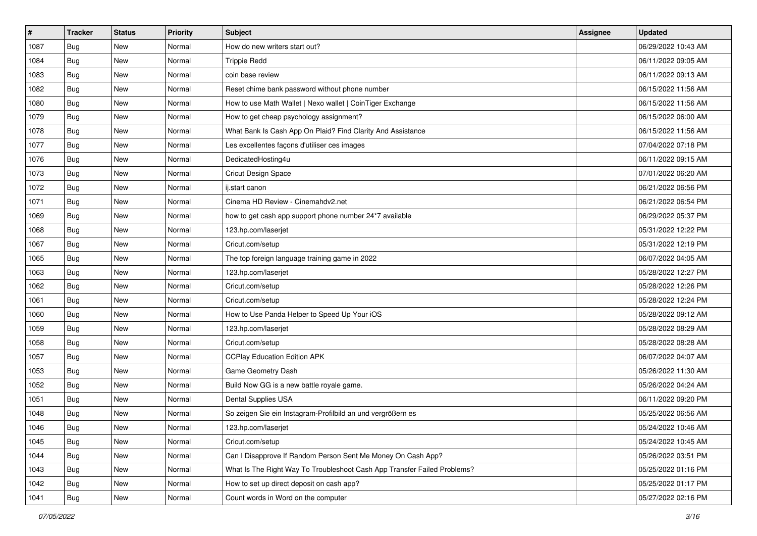| # | Tracker | Status | Priority | Subject | Assignee | Updated |
|---|---|---|---|---|---|---|
| 1087 | Bug | New | Normal | How do new writers start out? | | 06/29/2022 10:43 AM |
| 1084 | Bug | New | Normal | Trippie Redd | | 06/11/2022 09:05 AM |
| 1083 | Bug | New | Normal | coin base review | | 06/11/2022 09:13 AM |
| 1082 | Bug | New | Normal | Reset chime bank password without phone number | | 06/15/2022 11:56 AM |
| 1080 | Bug | New | Normal | How to use Math Wallet \| Nexo wallet \| CoinTiger Exchange | | 06/15/2022 11:56 AM |
| 1079 | Bug | New | Normal | How to get cheap psychology assignment? | | 06/15/2022 06:00 AM |
| 1078 | Bug | New | Normal | What Bank Is Cash App On Plaid? Find Clarity And Assistance | | 06/15/2022 11:56 AM |
| 1077 | Bug | New | Normal | Les excellentes façons d'utiliser ces images | | 07/04/2022 07:18 PM |
| 1076 | Bug | New | Normal | DedicatedHosting4u | | 06/11/2022 09:15 AM |
| 1073 | Bug | New | Normal | Cricut Design Space | | 07/01/2022 06:20 AM |
| 1072 | Bug | New | Normal | ij.start canon | | 06/21/2022 06:56 PM |
| 1071 | Bug | New | Normal | Cinema HD Review - Cinemahdv2.net | | 06/21/2022 06:54 PM |
| 1069 | Bug | New | Normal | how to get cash app support phone number 24*7 available | | 06/29/2022 05:37 PM |
| 1068 | Bug | New | Normal | 123.hp.com/laserjet | | 05/31/2022 12:22 PM |
| 1067 | Bug | New | Normal | Cricut.com/setup | | 05/31/2022 12:19 PM |
| 1065 | Bug | New | Normal | The top foreign language training game in 2022 | | 06/07/2022 04:05 AM |
| 1063 | Bug | New | Normal | 123.hp.com/laserjet | | 05/28/2022 12:27 PM |
| 1062 | Bug | New | Normal | Cricut.com/setup | | 05/28/2022 12:26 PM |
| 1061 | Bug | New | Normal | Cricut.com/setup | | 05/28/2022 12:24 PM |
| 1060 | Bug | New | Normal | How to Use Panda Helper to Speed Up Your iOS | | 05/28/2022 09:12 AM |
| 1059 | Bug | New | Normal | 123.hp.com/laserjet | | 05/28/2022 08:29 AM |
| 1058 | Bug | New | Normal | Cricut.com/setup | | 05/28/2022 08:28 AM |
| 1057 | Bug | New | Normal | CCPlay Education Edition APK | | 06/07/2022 04:07 AM |
| 1053 | Bug | New | Normal | Game Geometry Dash | | 05/26/2022 11:30 AM |
| 1052 | Bug | New | Normal | Build Now GG is a new battle royale game. | | 05/26/2022 04:24 AM |
| 1051 | Bug | New | Normal | Dental Supplies USA | | 06/11/2022 09:20 PM |
| 1048 | Bug | New | Normal | So zeigen Sie ein Instagram-Profilbild an und vergrößern es | | 05/25/2022 06:56 AM |
| 1046 | Bug | New | Normal | 123.hp.com/laserjet | | 05/24/2022 10:46 AM |
| 1045 | Bug | New | Normal | Cricut.com/setup | | 05/24/2022 10:45 AM |
| 1044 | Bug | New | Normal | Can I Disapprove If Random Person Sent Me Money On Cash App? | | 05/26/2022 03:51 PM |
| 1043 | Bug | New | Normal | What Is The Right Way To Troubleshoot Cash App Transfer Failed Problems? | | 05/25/2022 01:16 PM |
| 1042 | Bug | New | Normal | How to set up direct deposit on cash app? | | 05/25/2022 01:17 PM |
| 1041 | Bug | New | Normal | Count words in Word on the computer | | 05/27/2022 02:16 PM |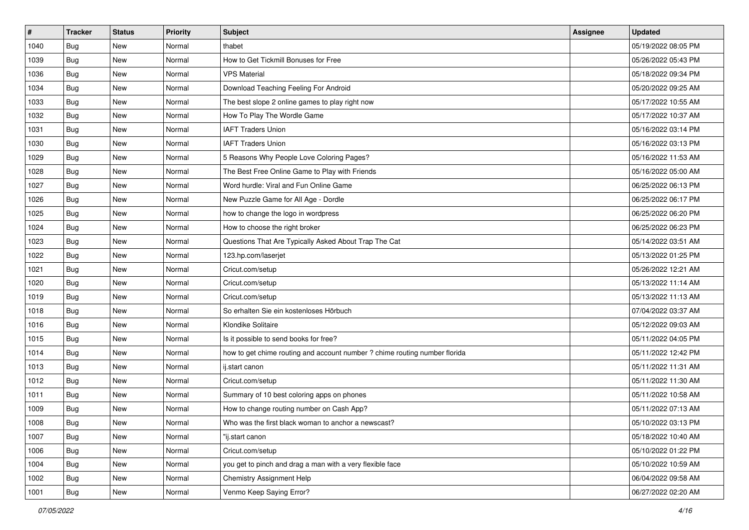| # | Tracker | Status | Priority | Subject | Assignee | Updated |
|---|---|---|---|---|---|---|
| 1040 | Bug | New | Normal | thabet | | 05/19/2022 08:05 PM |
| 1039 | Bug | New | Normal | How to Get Tickmill Bonuses for Free | | 05/26/2022 05:43 PM |
| 1036 | Bug | New | Normal | VPS Material | | 05/18/2022 09:34 PM |
| 1034 | Bug | New | Normal | Download Teaching Feeling For Android | | 05/20/2022 09:25 AM |
| 1033 | Bug | New | Normal | The best slope 2 online games to play right now | | 05/17/2022 10:55 AM |
| 1032 | Bug | New | Normal | How To Play The Wordle Game | | 05/17/2022 10:37 AM |
| 1031 | Bug | New | Normal | IAFT Traders Union | | 05/16/2022 03:14 PM |
| 1030 | Bug | New | Normal | IAFT Traders Union | | 05/16/2022 03:13 PM |
| 1029 | Bug | New | Normal | 5 Reasons Why People Love Coloring Pages? | | 05/16/2022 11:53 AM |
| 1028 | Bug | New | Normal | The Best Free Online Game to Play with Friends | | 05/16/2022 05:00 AM |
| 1027 | Bug | New | Normal | Word hurdle: Viral and Fun Online Game | | 06/25/2022 06:13 PM |
| 1026 | Bug | New | Normal | New Puzzle Game for All Age - Dordle | | 06/25/2022 06:17 PM |
| 1025 | Bug | New | Normal | how to change the logo in wordpress | | 06/25/2022 06:20 PM |
| 1024 | Bug | New | Normal | How to choose the right broker | | 06/25/2022 06:23 PM |
| 1023 | Bug | New | Normal | Questions That Are Typically Asked About Trap The Cat | | 05/14/2022 03:51 AM |
| 1022 | Bug | New | Normal | 123.hp.com/laserjet | | 05/13/2022 01:25 PM |
| 1021 | Bug | New | Normal | Cricut.com/setup | | 05/26/2022 12:21 AM |
| 1020 | Bug | New | Normal | Cricut.com/setup | | 05/13/2022 11:14 AM |
| 1019 | Bug | New | Normal | Cricut.com/setup | | 05/13/2022 11:13 AM |
| 1018 | Bug | New | Normal | So erhalten Sie ein kostenloses Hörbuch | | 07/04/2022 03:37 AM |
| 1016 | Bug | New | Normal | Klondike Solitaire | | 05/12/2022 09:03 AM |
| 1015 | Bug | New | Normal | Is it possible to send books for free? | | 05/11/2022 04:05 PM |
| 1014 | Bug | New | Normal | how to get chime routing and account number ? chime routing number florida | | 05/11/2022 12:42 PM |
| 1013 | Bug | New | Normal | ij.start canon | | 05/11/2022 11:31 AM |
| 1012 | Bug | New | Normal | Cricut.com/setup | | 05/11/2022 11:30 AM |
| 1011 | Bug | New | Normal | Summary of 10 best coloring apps on phones | | 05/11/2022 10:58 AM |
| 1009 | Bug | New | Normal | How to change routing number on Cash App? | | 05/11/2022 07:13 AM |
| 1008 | Bug | New | Normal | Who was the first black woman to anchor a newscast? | | 05/10/2022 03:13 PM |
| 1007 | Bug | New | Normal | "ij.start canon | | 05/18/2022 10:40 AM |
| 1006 | Bug | New | Normal | Cricut.com/setup | | 05/10/2022 01:22 PM |
| 1004 | Bug | New | Normal | you get to pinch and drag a man with a very flexible face | | 05/10/2022 10:59 AM |
| 1002 | Bug | New | Normal | Chemistry Assignment Help | | 06/04/2022 09:58 AM |
| 1001 | Bug | New | Normal | Venmo Keep Saying Error? | | 06/27/2022 02:20 AM |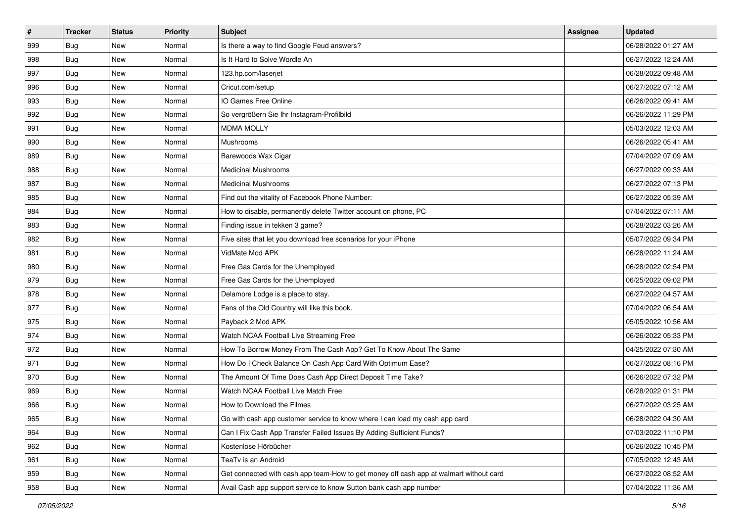| # | Tracker | Status | Priority | Subject | Assignee | Updated |
|---|---|---|---|---|---|---|
| 999 | Bug | New | Normal | Is there a way to find Google Feud answers? | | 06/28/2022 01:27 AM |
| 998 | Bug | New | Normal | Is It Hard to Solve Wordle An | | 06/27/2022 12:24 AM |
| 997 | Bug | New | Normal | 123.hp.com/laserjet | | 06/28/2022 09:48 AM |
| 996 | Bug | New | Normal | Cricut.com/setup | | 06/27/2022 07:12 AM |
| 993 | Bug | New | Normal | IO Games Free Online | | 06/26/2022 09:41 AM |
| 992 | Bug | New | Normal | So vergrößern Sie Ihr Instagram-Profilbild | | 06/26/2022 11:29 PM |
| 991 | Bug | New | Normal | MDMA MOLLY | | 05/03/2022 12:03 AM |
| 990 | Bug | New | Normal | Mushrooms | | 06/26/2022 05:41 AM |
| 989 | Bug | New | Normal | Barewoods Wax Cigar | | 07/04/2022 07:09 AM |
| 988 | Bug | New | Normal | Medicinal Mushrooms | | 06/27/2022 09:33 AM |
| 987 | Bug | New | Normal | Medicinal Mushrooms | | 06/27/2022 07:13 PM |
| 985 | Bug | New | Normal | Find out the vitality of Facebook Phone Number: | | 06/27/2022 05:39 AM |
| 984 | Bug | New | Normal | How to disable, permanently delete Twitter account on phone, PC | | 07/04/2022 07:11 AM |
| 983 | Bug | New | Normal | Finding issue in tekken 3 game? | | 06/28/2022 03:26 AM |
| 982 | Bug | New | Normal | Five sites that let you download free scenarios for your iPhone | | 05/07/2022 09:34 PM |
| 981 | Bug | New | Normal | VidMate Mod APK | | 06/28/2022 11:24 AM |
| 980 | Bug | New | Normal | Free Gas Cards for the Unemployed | | 06/28/2022 02:54 PM |
| 979 | Bug | New | Normal | Free Gas Cards for the Unemployed | | 06/25/2022 09:02 PM |
| 978 | Bug | New | Normal | Delamore Lodge is a place to stay. | | 06/27/2022 04:57 AM |
| 977 | Bug | New | Normal | Fans of the Old Country will like this book. | | 07/04/2022 06:54 AM |
| 975 | Bug | New | Normal | Payback 2 Mod APK | | 05/05/2022 10:56 AM |
| 974 | Bug | New | Normal | Watch NCAA Football Live Streaming Free | | 06/26/2022 05:33 PM |
| 972 | Bug | New | Normal | How To Borrow Money From The Cash App? Get To Know About The Same | | 04/25/2022 07:30 AM |
| 971 | Bug | New | Normal | How Do I Check Balance On Cash App Card With Optimum Ease? | | 06/27/2022 08:16 PM |
| 970 | Bug | New | Normal | The Amount Of Time Does Cash App Direct Deposit Time Take? | | 06/26/2022 07:32 PM |
| 969 | Bug | New | Normal | Watch NCAA Football Live Match Free | | 06/28/2022 01:31 PM |
| 966 | Bug | New | Normal | How to Download the Filmes | | 06/27/2022 03:25 AM |
| 965 | Bug | New | Normal | Go with cash app customer service to know where I can load my cash app card | | 06/28/2022 04:30 AM |
| 964 | Bug | New | Normal | Can I Fix Cash App Transfer Failed Issues By Adding Sufficient Funds? | | 07/03/2022 11:10 PM |
| 962 | Bug | New | Normal | Kostenlose Hörbücher | | 06/26/2022 10:45 PM |
| 961 | Bug | New | Normal | TeaTv is an Android | | 07/05/2022 12:43 AM |
| 959 | Bug | New | Normal | Get connected with cash app team-How to get money off cash app at walmart without card | | 06/27/2022 08:52 AM |
| 958 | Bug | New | Normal | Avail Cash app support service to know Sutton bank cash app number | | 07/04/2022 11:36 AM |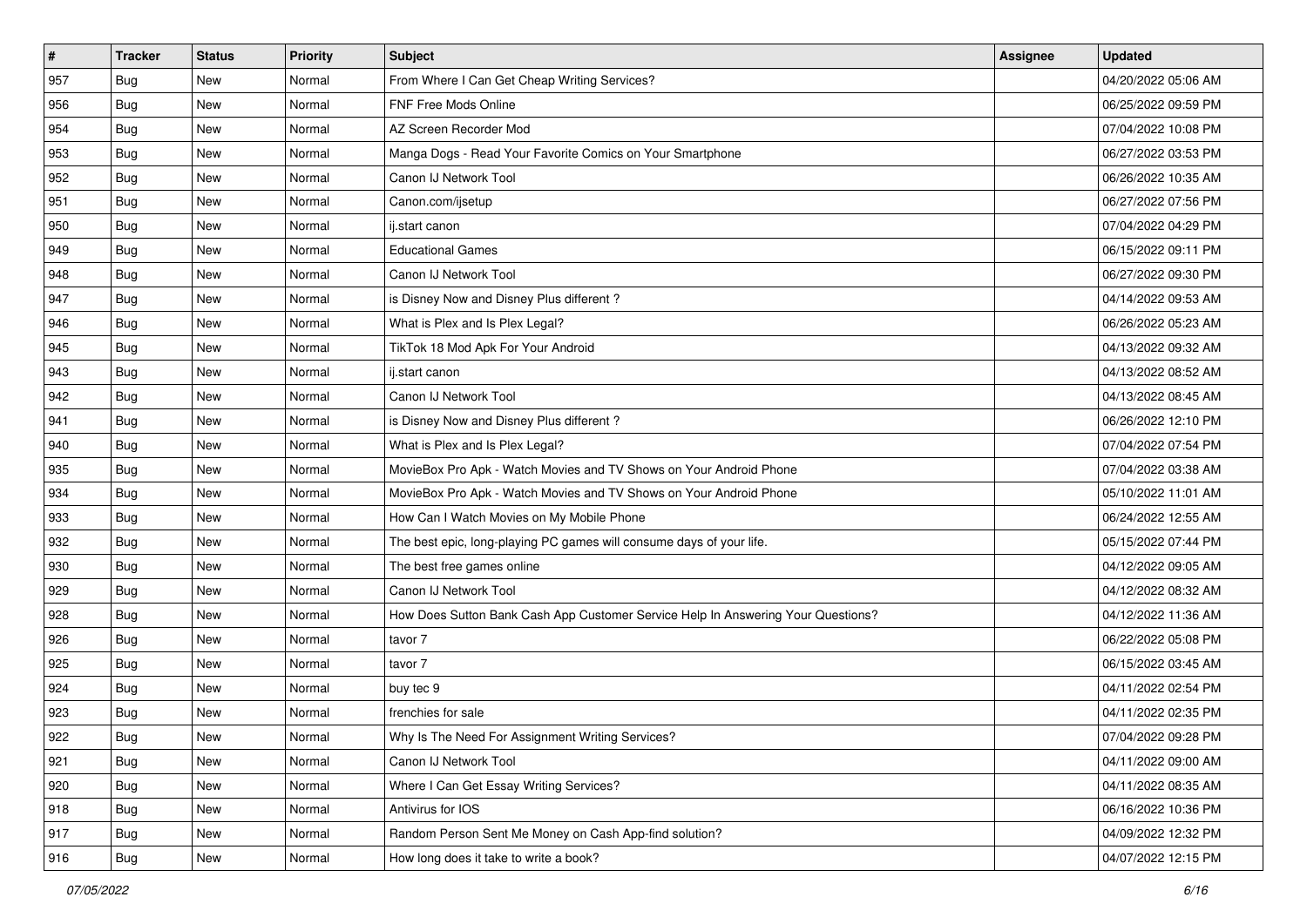| # | Tracker | Status | Priority | Subject | Assignee | Updated |
|---|---|---|---|---|---|---|
| 957 | Bug | New | Normal | From Where I Can Get Cheap Writing Services? | | 04/20/2022 05:06 AM |
| 956 | Bug | New | Normal | FNF Free Mods Online | | 06/25/2022 09:59 PM |
| 954 | Bug | New | Normal | AZ Screen Recorder Mod | | 07/04/2022 10:08 PM |
| 953 | Bug | New | Normal | Manga Dogs - Read Your Favorite Comics on Your Smartphone | | 06/27/2022 03:53 PM |
| 952 | Bug | New | Normal | Canon IJ Network Tool | | 06/26/2022 10:35 AM |
| 951 | Bug | New | Normal | Canon.com/ijsetup | | 06/27/2022 07:56 PM |
| 950 | Bug | New | Normal | ij.start canon | | 07/04/2022 04:29 PM |
| 949 | Bug | New | Normal | Educational Games | | 06/15/2022 09:11 PM |
| 948 | Bug | New | Normal | Canon IJ Network Tool | | 06/27/2022 09:30 PM |
| 947 | Bug | New | Normal | is Disney Now and Disney Plus different ? | | 04/14/2022 09:53 AM |
| 946 | Bug | New | Normal | What is Plex and Is Plex Legal? | | 06/26/2022 05:23 AM |
| 945 | Bug | New | Normal | TikTok 18 Mod Apk For Your Android | | 04/13/2022 09:32 AM |
| 943 | Bug | New | Normal | ij.start canon | | 04/13/2022 08:52 AM |
| 942 | Bug | New | Normal | Canon IJ Network Tool | | 04/13/2022 08:45 AM |
| 941 | Bug | New | Normal | is Disney Now and Disney Plus different ? | | 06/26/2022 12:10 PM |
| 940 | Bug | New | Normal | What is Plex and Is Plex Legal? | | 07/04/2022 07:54 PM |
| 935 | Bug | New | Normal | MovieBox Pro Apk - Watch Movies and TV Shows on Your Android Phone | | 07/04/2022 03:38 AM |
| 934 | Bug | New | Normal | MovieBox Pro Apk - Watch Movies and TV Shows on Your Android Phone | | 05/10/2022 11:01 AM |
| 933 | Bug | New | Normal | How Can I Watch Movies on My Mobile Phone | | 06/24/2022 12:55 AM |
| 932 | Bug | New | Normal | The best epic, long-playing PC games will consume days of your life. | | 05/15/2022 07:44 PM |
| 930 | Bug | New | Normal | The best free games online | | 04/12/2022 09:05 AM |
| 929 | Bug | New | Normal | Canon IJ Network Tool | | 04/12/2022 08:32 AM |
| 928 | Bug | New | Normal | How Does Sutton Bank Cash App Customer Service Help In Answering Your Questions? | | 04/12/2022 11:36 AM |
| 926 | Bug | New | Normal | tavor 7 | | 06/22/2022 05:08 PM |
| 925 | Bug | New | Normal | tavor 7 | | 06/15/2022 03:45 AM |
| 924 | Bug | New | Normal | buy tec 9 | | 04/11/2022 02:54 PM |
| 923 | Bug | New | Normal | frenchies for sale | | 04/11/2022 02:35 PM |
| 922 | Bug | New | Normal | Why Is The Need For Assignment Writing Services? | | 07/04/2022 09:28 PM |
| 921 | Bug | New | Normal | Canon IJ Network Tool | | 04/11/2022 09:00 AM |
| 920 | Bug | New | Normal | Where I Can Get Essay Writing Services? | | 04/11/2022 08:35 AM |
| 918 | Bug | New | Normal | Antivirus for IOS | | 06/16/2022 10:36 PM |
| 917 | Bug | New | Normal | Random Person Sent Me Money on Cash App-find solution? | | 04/09/2022 12:32 PM |
| 916 | Bug | New | Normal | How long does it take to write a book? | | 04/07/2022 12:15 PM |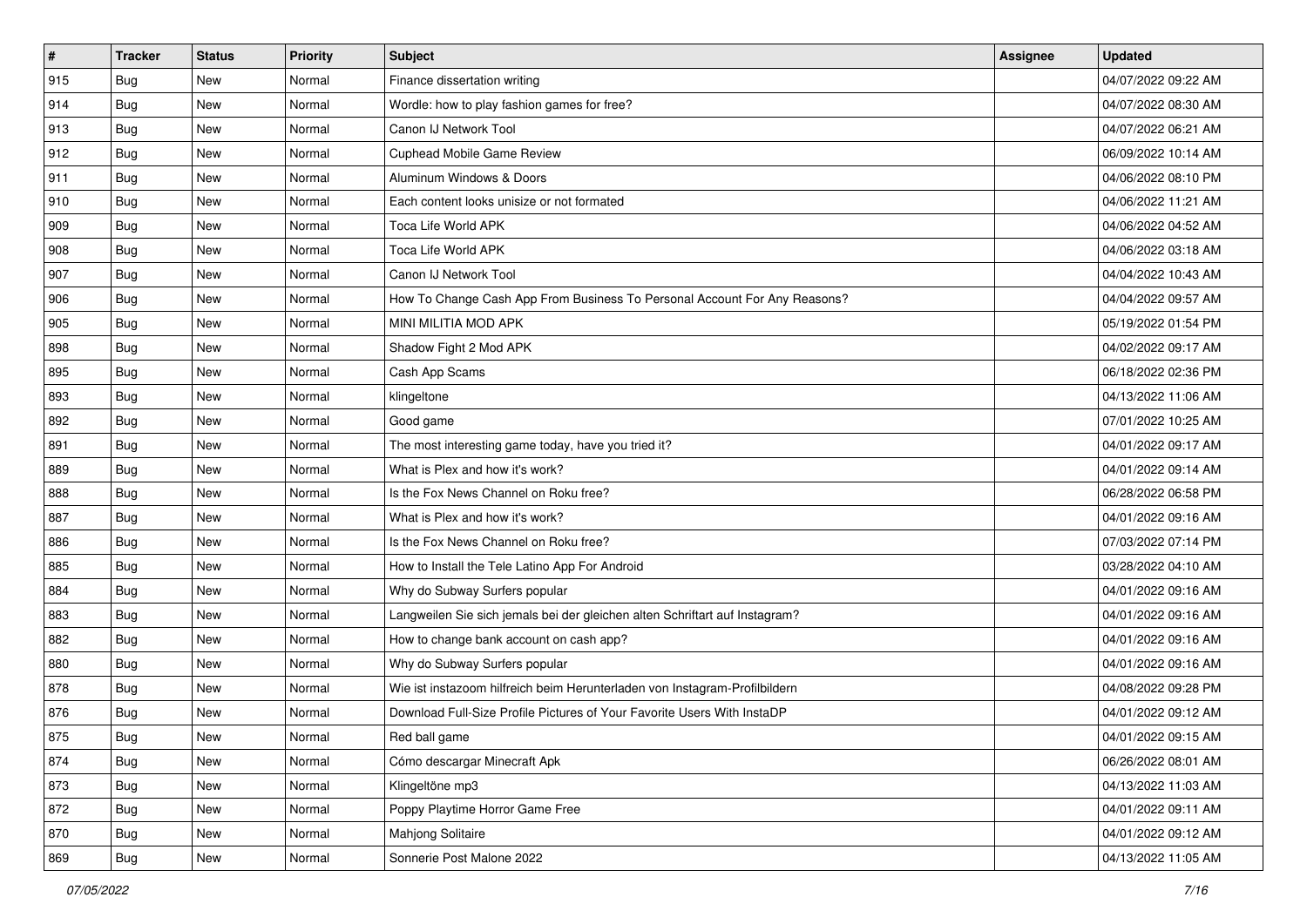| # | Tracker | Status | Priority | Subject | Assignee | Updated |
|---|---|---|---|---|---|---|
| 915 | Bug | New | Normal | Finance dissertation writing | | 04/07/2022 09:22 AM |
| 914 | Bug | New | Normal | Wordle: how to play fashion games for free? | | 04/07/2022 08:30 AM |
| 913 | Bug | New | Normal | Canon IJ Network Tool | | 04/07/2022 06:21 AM |
| 912 | Bug | New | Normal | Cuphead Mobile Game Review | | 06/09/2022 10:14 AM |
| 911 | Bug | New | Normal | Aluminum Windows & Doors | | 04/06/2022 08:10 PM |
| 910 | Bug | New | Normal | Each content looks unisize or not formated | | 04/06/2022 11:21 AM |
| 909 | Bug | New | Normal | Toca Life World APK | | 04/06/2022 04:52 AM |
| 908 | Bug | New | Normal | Toca Life World APK | | 04/06/2022 03:18 AM |
| 907 | Bug | New | Normal | Canon IJ Network Tool | | 04/04/2022 10:43 AM |
| 906 | Bug | New | Normal | How To Change Cash App From Business To Personal Account For Any Reasons? | | 04/04/2022 09:57 AM |
| 905 | Bug | New | Normal | MINI MILITIA MOD APK | | 05/19/2022 01:54 PM |
| 898 | Bug | New | Normal | Shadow Fight 2 Mod APK | | 04/02/2022 09:17 AM |
| 895 | Bug | New | Normal | Cash App Scams | | 06/18/2022 02:36 PM |
| 893 | Bug | New | Normal | klingeltone | | 04/13/2022 11:06 AM |
| 892 | Bug | New | Normal | Good game | | 07/01/2022 10:25 AM |
| 891 | Bug | New | Normal | The most interesting game today, have you tried it? | | 04/01/2022 09:17 AM |
| 889 | Bug | New | Normal | What is Plex and how it's work? | | 04/01/2022 09:14 AM |
| 888 | Bug | New | Normal | Is the Fox News Channel on Roku free? | | 06/28/2022 06:58 PM |
| 887 | Bug | New | Normal | What is Plex and how it's work? | | 04/01/2022 09:16 AM |
| 886 | Bug | New | Normal | Is the Fox News Channel on Roku free? | | 07/03/2022 07:14 PM |
| 885 | Bug | New | Normal | How to Install the Tele Latino App For Android | | 03/28/2022 04:10 AM |
| 884 | Bug | New | Normal | Why do Subway Surfers popular | | 04/01/2022 09:16 AM |
| 883 | Bug | New | Normal | Langweilen Sie sich jemals bei der gleichen alten Schriftart auf Instagram? | | 04/01/2022 09:16 AM |
| 882 | Bug | New | Normal | How to change bank account on cash app? | | 04/01/2022 09:16 AM |
| 880 | Bug | New | Normal | Why do Subway Surfers popular | | 04/01/2022 09:16 AM |
| 878 | Bug | New | Normal | Wie ist instazoom hilfreich beim Herunterladen von Instagram-Profilbildern | | 04/08/2022 09:28 PM |
| 876 | Bug | New | Normal | Download Full-Size Profile Pictures of Your Favorite Users With InstaDP | | 04/01/2022 09:12 AM |
| 875 | Bug | New | Normal | Red ball game | | 04/01/2022 09:15 AM |
| 874 | Bug | New | Normal | Cómo descargar Minecraft Apk | | 06/26/2022 08:01 AM |
| 873 | Bug | New | Normal | Klingeltöne mp3 | | 04/13/2022 11:03 AM |
| 872 | Bug | New | Normal | Poppy Playtime Horror Game Free | | 04/01/2022 09:11 AM |
| 870 | Bug | New | Normal | Mahjong Solitaire | | 04/01/2022 09:12 AM |
| 869 | Bug | New | Normal | Sonnerie Post Malone 2022 | | 04/13/2022 11:05 AM |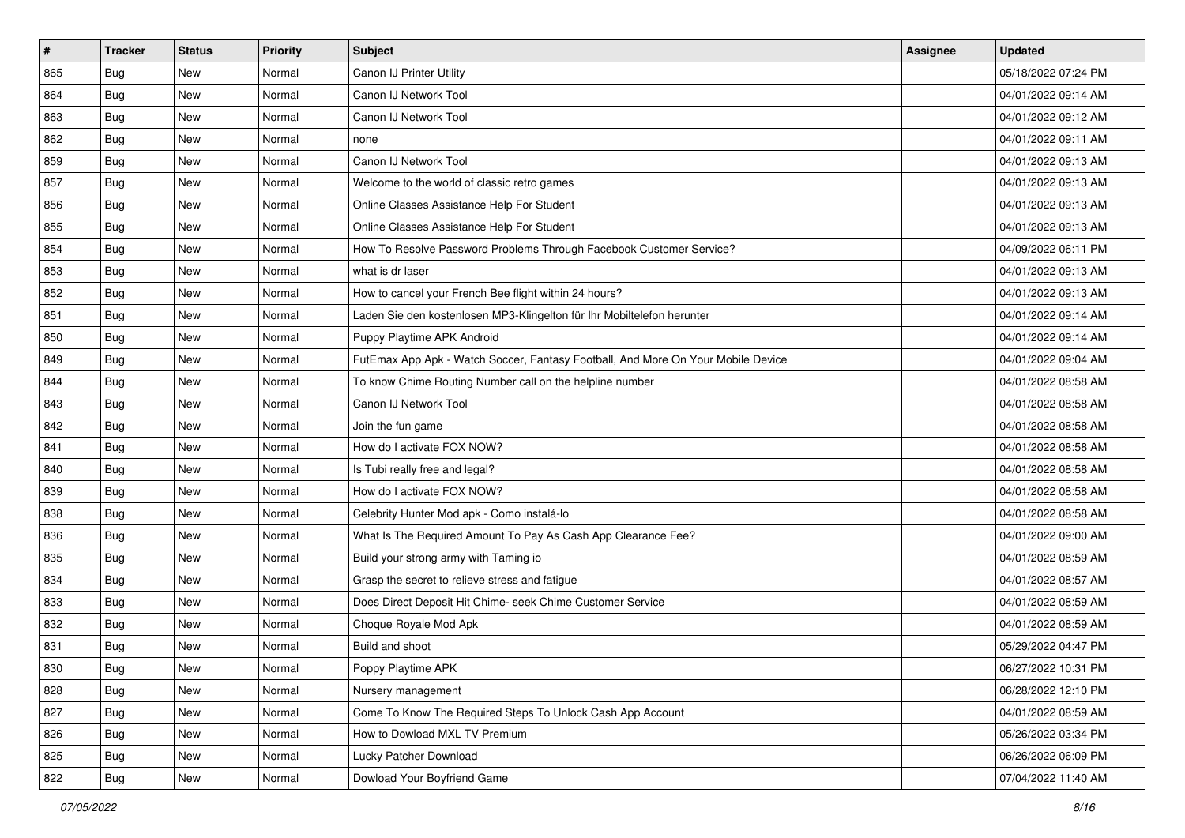| # | Tracker | Status | Priority | Subject | Assignee | Updated |
|---|---|---|---|---|---|---|
| 865 | Bug | New | Normal | Canon IJ Printer Utility | | 05/18/2022 07:24 PM |
| 864 | Bug | New | Normal | Canon IJ Network Tool | | 04/01/2022 09:14 AM |
| 863 | Bug | New | Normal | Canon IJ Network Tool | | 04/01/2022 09:12 AM |
| 862 | Bug | New | Normal | none | | 04/01/2022 09:11 AM |
| 859 | Bug | New | Normal | Canon IJ Network Tool | | 04/01/2022 09:13 AM |
| 857 | Bug | New | Normal | Welcome to the world of classic retro games | | 04/01/2022 09:13 AM |
| 856 | Bug | New | Normal | Online Classes Assistance Help For Student | | 04/01/2022 09:13 AM |
| 855 | Bug | New | Normal | Online Classes Assistance Help For Student | | 04/01/2022 09:13 AM |
| 854 | Bug | New | Normal | How To Resolve Password Problems Through Facebook Customer Service? | | 04/09/2022 06:11 PM |
| 853 | Bug | New | Normal | what is dr laser | | 04/01/2022 09:13 AM |
| 852 | Bug | New | Normal | How to cancel your French Bee flight within 24 hours? | | 04/01/2022 09:13 AM |
| 851 | Bug | New | Normal | Laden Sie den kostenlosen MP3-Klingelton für Ihr Mobiltelefon herunter | | 04/01/2022 09:14 AM |
| 850 | Bug | New | Normal | Puppy Playtime APK Android | | 04/01/2022 09:14 AM |
| 849 | Bug | New | Normal | FutEmax App Apk - Watch Soccer, Fantasy Football, And More On Your Mobile Device | | 04/01/2022 09:04 AM |
| 844 | Bug | New | Normal | To know Chime Routing Number call on the helpline number | | 04/01/2022 08:58 AM |
| 843 | Bug | New | Normal | Canon IJ Network Tool | | 04/01/2022 08:58 AM |
| 842 | Bug | New | Normal | Join the fun game | | 04/01/2022 08:58 AM |
| 841 | Bug | New | Normal | How do I activate FOX NOW? | | 04/01/2022 08:58 AM |
| 840 | Bug | New | Normal | Is Tubi really free and legal? | | 04/01/2022 08:58 AM |
| 839 | Bug | New | Normal | How do I activate FOX NOW? | | 04/01/2022 08:58 AM |
| 838 | Bug | New | Normal | Celebrity Hunter Mod apk - Como instalá-lo | | 04/01/2022 08:58 AM |
| 836 | Bug | New | Normal | What Is The Required Amount To Pay As Cash App Clearance Fee? | | 04/01/2022 09:00 AM |
| 835 | Bug | New | Normal | Build your strong army with Taming io | | 04/01/2022 08:59 AM |
| 834 | Bug | New | Normal | Grasp the secret to relieve stress and fatigue | | 04/01/2022 08:57 AM |
| 833 | Bug | New | Normal | Does Direct Deposit Hit Chime- seek Chime Customer Service | | 04/01/2022 08:59 AM |
| 832 | Bug | New | Normal | Choque Royale Mod Apk | | 04/01/2022 08:59 AM |
| 831 | Bug | New | Normal | Build and shoot | | 05/29/2022 04:47 PM |
| 830 | Bug | New | Normal | Poppy Playtime APK | | 06/27/2022 10:31 PM |
| 828 | Bug | New | Normal | Nursery management | | 06/28/2022 12:10 PM |
| 827 | Bug | New | Normal | Come To Know The Required Steps To Unlock Cash App Account | | 04/01/2022 08:59 AM |
| 826 | Bug | New | Normal | How to Dowload MXL TV Premium | | 05/26/2022 03:34 PM |
| 825 | Bug | New | Normal | Lucky Patcher Download | | 06/26/2022 06:09 PM |
| 822 | Bug | New | Normal | Dowload Your Boyfriend Game | | 07/04/2022 11:40 AM |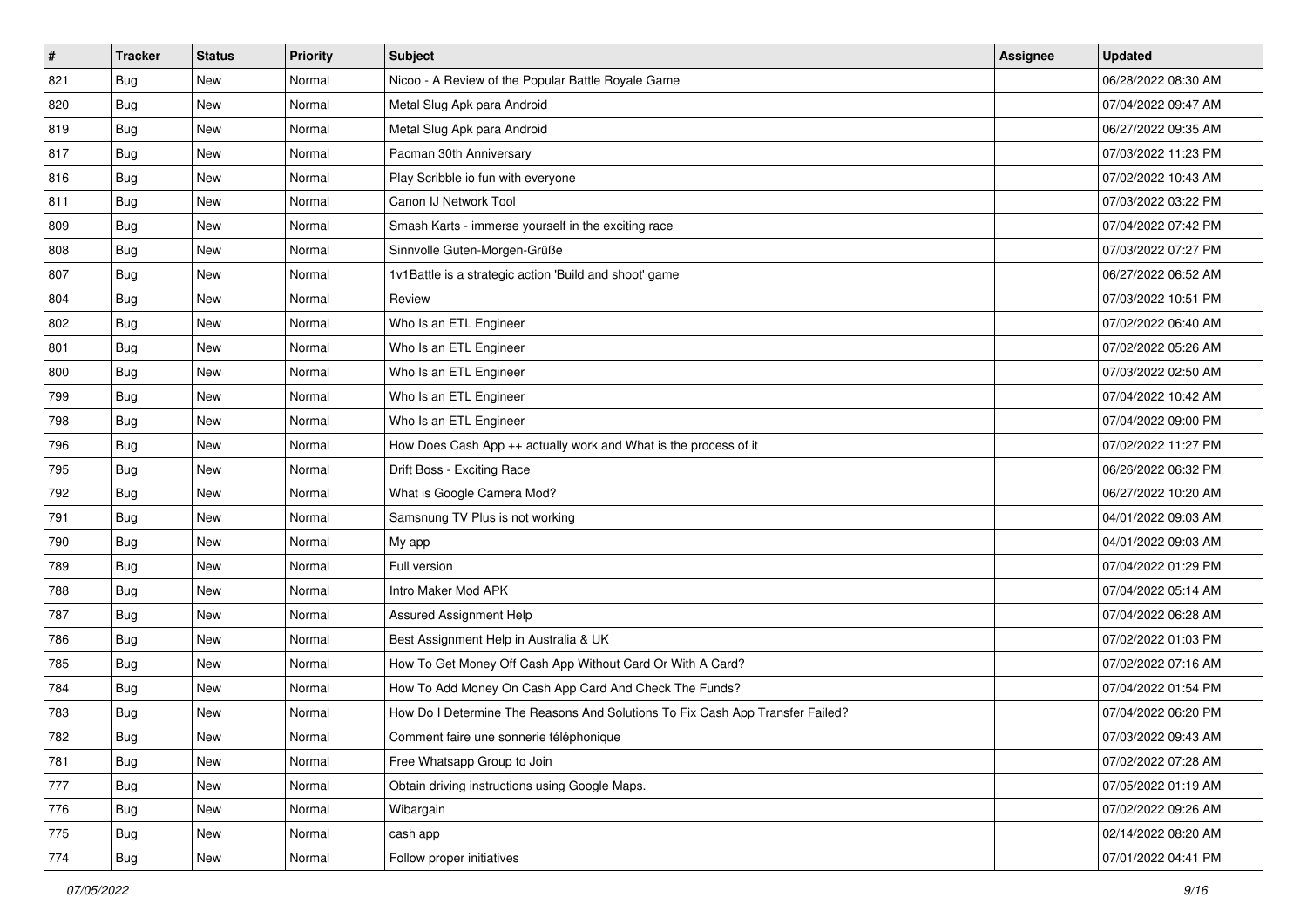| # | Tracker | Status | Priority | Subject | Assignee | Updated |
|---|---|---|---|---|---|---|
| 821 | Bug | New | Normal | Nicoo - A Review of the Popular Battle Royale Game | | 06/28/2022 08:30 AM |
| 820 | Bug | New | Normal | Metal Slug Apk para Android | | 07/04/2022 09:47 AM |
| 819 | Bug | New | Normal | Metal Slug Apk para Android | | 06/27/2022 09:35 AM |
| 817 | Bug | New | Normal | Pacman 30th Anniversary | | 07/03/2022 11:23 PM |
| 816 | Bug | New | Normal | Play Scribble io fun with everyone | | 07/02/2022 10:43 AM |
| 811 | Bug | New | Normal | Canon IJ Network Tool | | 07/03/2022 03:22 PM |
| 809 | Bug | New | Normal | Smash Karts - immerse yourself in the exciting race | | 07/04/2022 07:42 PM |
| 808 | Bug | New | Normal | Sinnvolle Guten-Morgen-Grüße | | 07/03/2022 07:27 PM |
| 807 | Bug | New | Normal | 1v1Battle is a strategic action 'Build and shoot' game | | 06/27/2022 06:52 AM |
| 804 | Bug | New | Normal | Review | | 07/03/2022 10:51 PM |
| 802 | Bug | New | Normal | Who Is an ETL Engineer | | 07/02/2022 06:40 AM |
| 801 | Bug | New | Normal | Who Is an ETL Engineer | | 07/02/2022 05:26 AM |
| 800 | Bug | New | Normal | Who Is an ETL Engineer | | 07/03/2022 02:50 AM |
| 799 | Bug | New | Normal | Who Is an ETL Engineer | | 07/04/2022 10:42 AM |
| 798 | Bug | New | Normal | Who Is an ETL Engineer | | 07/04/2022 09:00 PM |
| 796 | Bug | New | Normal | How Does Cash App ++ actually work and What is the process of it | | 07/02/2022 11:27 PM |
| 795 | Bug | New | Normal | Drift Boss - Exciting Race | | 06/26/2022 06:32 PM |
| 792 | Bug | New | Normal | What is Google Camera Mod? | | 06/27/2022 10:20 AM |
| 791 | Bug | New | Normal | Samsnung TV Plus is not working | | 04/01/2022 09:03 AM |
| 790 | Bug | New | Normal | My app | | 04/01/2022 09:03 AM |
| 789 | Bug | New | Normal | Full version | | 07/04/2022 01:29 PM |
| 788 | Bug | New | Normal | Intro Maker Mod APK | | 07/04/2022 05:14 AM |
| 787 | Bug | New | Normal | Assured Assignment Help | | 07/04/2022 06:28 AM |
| 786 | Bug | New | Normal | Best Assignment Help in Australia & UK | | 07/02/2022 01:03 PM |
| 785 | Bug | New | Normal | How To Get Money Off Cash App Without Card Or With A Card? | | 07/02/2022 07:16 AM |
| 784 | Bug | New | Normal | How To Add Money On Cash App Card And Check The Funds? | | 07/04/2022 01:54 PM |
| 783 | Bug | New | Normal | How Do I Determine The Reasons And Solutions To Fix Cash App Transfer Failed? | | 07/04/2022 06:20 PM |
| 782 | Bug | New | Normal | Comment faire une sonnerie téléphonique | | 07/03/2022 09:43 AM |
| 781 | Bug | New | Normal | Free Whatsapp Group to Join | | 07/02/2022 07:28 AM |
| 777 | Bug | New | Normal | Obtain driving instructions using Google Maps. | | 07/05/2022 01:19 AM |
| 776 | Bug | New | Normal | Wibargain | | 07/02/2022 09:26 AM |
| 775 | Bug | New | Normal | cash app | | 02/14/2022 08:20 AM |
| 774 | Bug | New | Normal | Follow proper initiatives | | 07/01/2022 04:41 PM |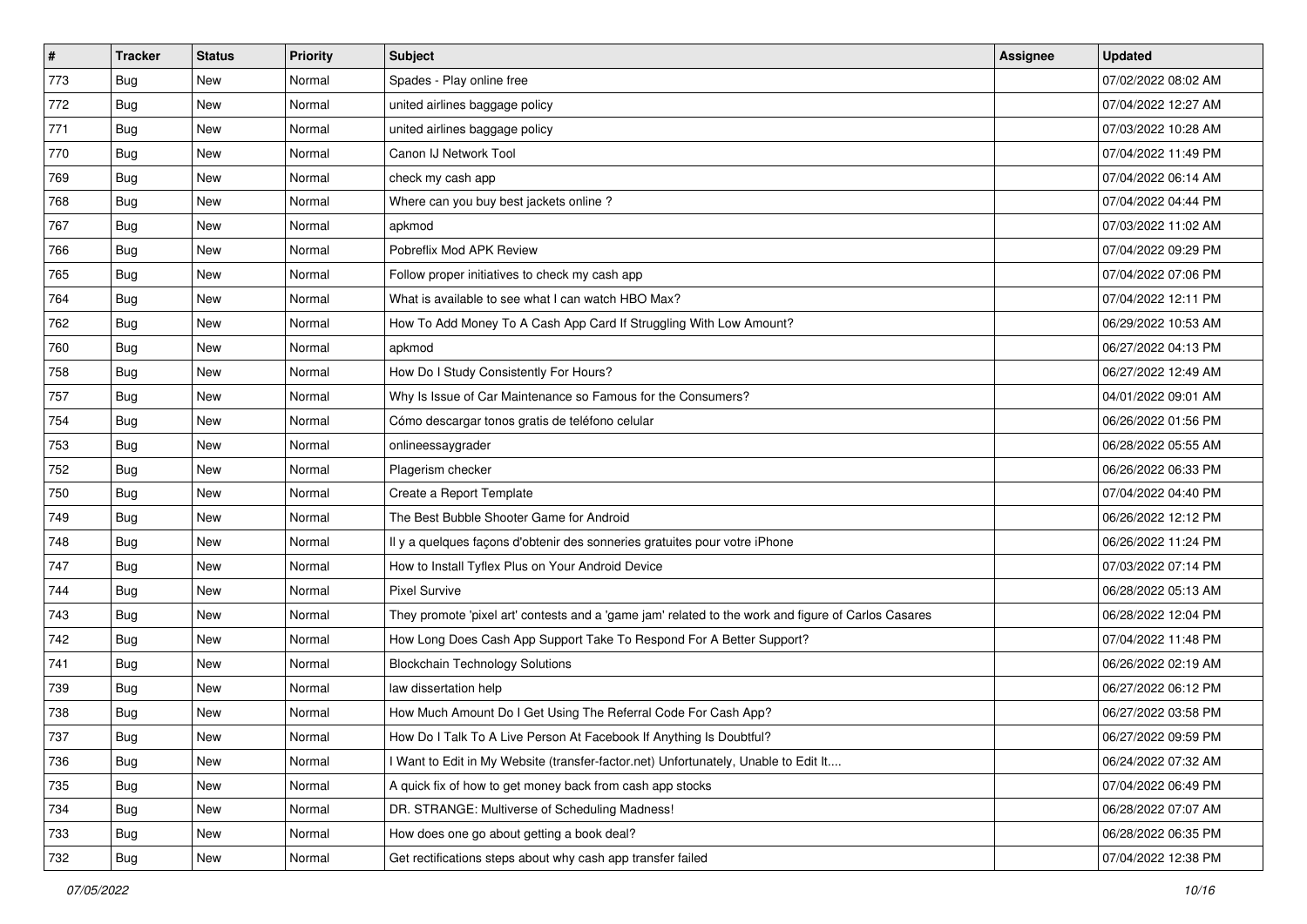| # | Tracker | Status | Priority | Subject | Assignee | Updated |
|---|---|---|---|---|---|---|
| 773 | Bug | New | Normal | Spades - Play online free | | 07/02/2022 08:02 AM |
| 772 | Bug | New | Normal | united airlines baggage policy | | 07/04/2022 12:27 AM |
| 771 | Bug | New | Normal | united airlines baggage policy | | 07/03/2022 10:28 AM |
| 770 | Bug | New | Normal | Canon IJ Network Tool | | 07/04/2022 11:49 PM |
| 769 | Bug | New | Normal | check my cash app | | 07/04/2022 06:14 AM |
| 768 | Bug | New | Normal | Where can you buy best jackets online ? | | 07/04/2022 04:44 PM |
| 767 | Bug | New | Normal | apkmod | | 07/03/2022 11:02 AM |
| 766 | Bug | New | Normal | Pobreflix Mod APK Review | | 07/04/2022 09:29 PM |
| 765 | Bug | New | Normal | Follow proper initiatives to check my cash app | | 07/04/2022 07:06 PM |
| 764 | Bug | New | Normal | What is available to see what I can watch HBO Max? | | 07/04/2022 12:11 PM |
| 762 | Bug | New | Normal | How To Add Money To A Cash App Card If Struggling With Low Amount? | | 06/29/2022 10:53 AM |
| 760 | Bug | New | Normal | apkmod | | 06/27/2022 04:13 PM |
| 758 | Bug | New | Normal | How Do I Study Consistently For Hours? | | 06/27/2022 12:49 AM |
| 757 | Bug | New | Normal | Why Is Issue of Car Maintenance so Famous for the Consumers? | | 04/01/2022 09:01 AM |
| 754 | Bug | New | Normal | Cómo descargar tonos gratis de teléfono celular | | 06/26/2022 01:56 PM |
| 753 | Bug | New | Normal | onlineessaygrader | | 06/28/2022 05:55 AM |
| 752 | Bug | New | Normal | Plagerism checker | | 06/26/2022 06:33 PM |
| 750 | Bug | New | Normal | Create a Report Template | | 07/04/2022 04:40 PM |
| 749 | Bug | New | Normal | The Best Bubble Shooter Game for Android | | 06/26/2022 12:12 PM |
| 748 | Bug | New | Normal | Il y a quelques façons d'obtenir des sonneries gratuites pour votre iPhone | | 06/26/2022 11:24 PM |
| 747 | Bug | New | Normal | How to Install Tyflex Plus on Your Android Device | | 07/03/2022 07:14 PM |
| 744 | Bug | New | Normal | Pixel Survive | | 06/28/2022 05:13 AM |
| 743 | Bug | New | Normal | They promote 'pixel art' contests and a 'game jam' related to the work and figure of Carlos Casares | | 06/28/2022 12:04 PM |
| 742 | Bug | New | Normal | How Long Does Cash App Support Take To Respond For A Better Support? | | 07/04/2022 11:48 PM |
| 741 | Bug | New | Normal | Blockchain Technology Solutions | | 06/26/2022 02:19 AM |
| 739 | Bug | New | Normal | law dissertation help | | 06/27/2022 06:12 PM |
| 738 | Bug | New | Normal | How Much Amount Do I Get Using The Referral Code For Cash App? | | 06/27/2022 03:58 PM |
| 737 | Bug | New | Normal | How Do I Talk To A Live Person At Facebook If Anything Is Doubtful? | | 06/27/2022 09:59 PM |
| 736 | Bug | New | Normal | I Want to Edit in My Website (transfer-factor.net) Unfortunately, Unable to Edit It.... | | 06/24/2022 07:32 AM |
| 735 | Bug | New | Normal | A quick fix of how to get money back from cash app stocks | | 07/04/2022 06:49 PM |
| 734 | Bug | New | Normal | DR. STRANGE: Multiverse of Scheduling Madness! | | 06/28/2022 07:07 AM |
| 733 | Bug | New | Normal | How does one go about getting a book deal? | | 06/28/2022 06:35 PM |
| 732 | Bug | New | Normal | Get rectifications steps about why cash app transfer failed | | 07/04/2022 12:38 PM |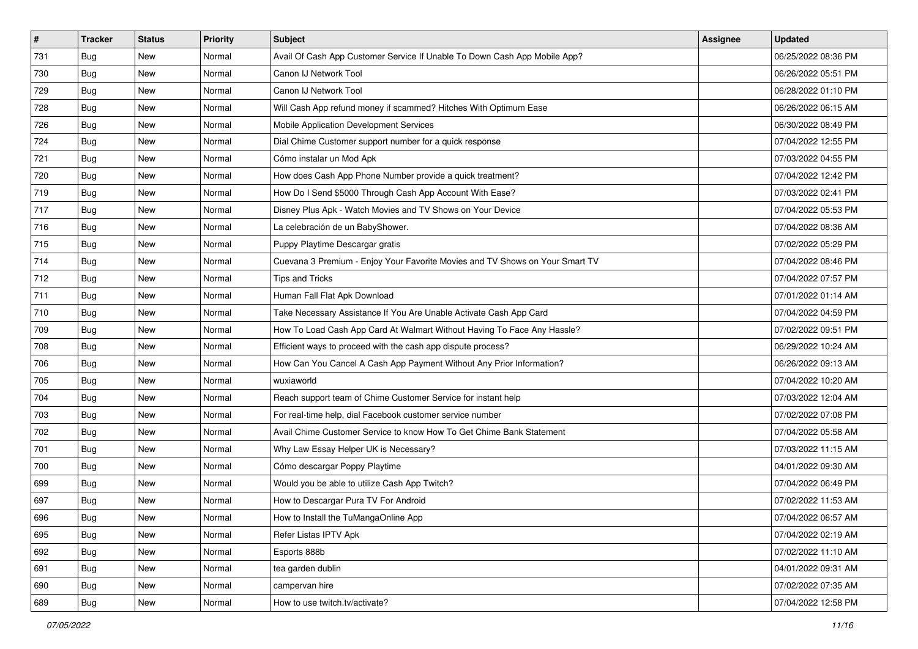| # | Tracker | Status | Priority | Subject | Assignee | Updated |
| --- | --- | --- | --- | --- | --- | --- |
| 731 | Bug | New | Normal | Avail Of Cash App Customer Service If Unable To Down Cash App Mobile App? | | 06/25/2022 08:36 PM |
| 730 | Bug | New | Normal | Canon IJ Network Tool | | 06/26/2022 05:51 PM |
| 729 | Bug | New | Normal | Canon IJ Network Tool | | 06/28/2022 01:10 PM |
| 728 | Bug | New | Normal | Will Cash App refund money if scammed? Hitches With Optimum Ease | | 06/26/2022 06:15 AM |
| 726 | Bug | New | Normal | Mobile Application Development Services | | 06/30/2022 08:49 PM |
| 724 | Bug | New | Normal | Dial Chime Customer support number for a quick response | | 07/04/2022 12:55 PM |
| 721 | Bug | New | Normal | Cómo instalar un Mod Apk | | 07/03/2022 04:55 PM |
| 720 | Bug | New | Normal | How does Cash App Phone Number provide a quick treatment? | | 07/04/2022 12:42 PM |
| 719 | Bug | New | Normal | How Do I Send $5000 Through Cash App Account With Ease? | | 07/03/2022 02:41 PM |
| 717 | Bug | New | Normal | Disney Plus Apk - Watch Movies and TV Shows on Your Device | | 07/04/2022 05:53 PM |
| 716 | Bug | New | Normal | La celebración de un BabyShower. | | 07/04/2022 08:36 AM |
| 715 | Bug | New | Normal | Puppy Playtime Descargar gratis | | 07/02/2022 05:29 PM |
| 714 | Bug | New | Normal | Cuevana 3 Premium - Enjoy Your Favorite Movies and TV Shows on Your Smart TV | | 07/04/2022 08:46 PM |
| 712 | Bug | New | Normal | Tips and Tricks | | 07/04/2022 07:57 PM |
| 711 | Bug | New | Normal | Human Fall Flat Apk Download | | 07/01/2022 01:14 AM |
| 710 | Bug | New | Normal | Take Necessary Assistance If You Are Unable Activate Cash App Card | | 07/04/2022 04:59 PM |
| 709 | Bug | New | Normal | How To Load Cash App Card At Walmart Without Having To Face Any Hassle? | | 07/02/2022 09:51 PM |
| 708 | Bug | New | Normal | Efficient ways to proceed with the cash app dispute process? | | 06/29/2022 10:24 AM |
| 706 | Bug | New | Normal | How Can You Cancel A Cash App Payment Without Any Prior Information? | | 06/26/2022 09:13 AM |
| 705 | Bug | New | Normal | wuxiaworld | | 07/04/2022 10:20 AM |
| 704 | Bug | New | Normal | Reach support team of Chime Customer Service for instant help | | 07/03/2022 12:04 AM |
| 703 | Bug | New | Normal | For real-time help, dial Facebook customer service number | | 07/02/2022 07:08 PM |
| 702 | Bug | New | Normal | Avail Chime Customer Service to know How To Get Chime Bank Statement | | 07/04/2022 05:58 AM |
| 701 | Bug | New | Normal | Why Law Essay Helper UK is Necessary? | | 07/03/2022 11:15 AM |
| 700 | Bug | New | Normal | Cómo descargar Poppy Playtime | | 04/01/2022 09:30 AM |
| 699 | Bug | New | Normal | Would you be able to utilize Cash App Twitch? | | 07/04/2022 06:49 PM |
| 697 | Bug | New | Normal | How to Descargar Pura TV For Android | | 07/02/2022 11:53 AM |
| 696 | Bug | New | Normal | How to Install the TuMangaOnline App | | 07/04/2022 06:57 AM |
| 695 | Bug | New | Normal | Refer Listas IPTV Apk | | 07/04/2022 02:19 AM |
| 692 | Bug | New | Normal | Esports 888b | | 07/02/2022 11:10 AM |
| 691 | Bug | New | Normal | tea garden dublin | | 04/01/2022 09:31 AM |
| 690 | Bug | New | Normal | campervan hire | | 07/02/2022 07:35 AM |
| 689 | Bug | New | Normal | How to use twitch.tv/activate? | | 07/04/2022 12:58 PM |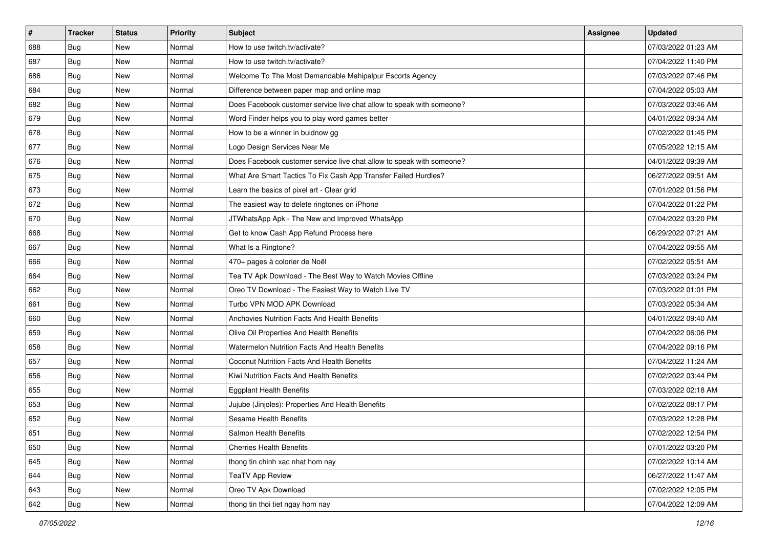| # | Tracker | Status | Priority | Subject | Assignee | Updated |
|---|---|---|---|---|---|---|
| 688 | Bug | New | Normal | How to use twitch.tv/activate? | | 07/03/2022 01:23 AM |
| 687 | Bug | New | Normal | How to use twitch.tv/activate? | | 07/04/2022 11:40 PM |
| 686 | Bug | New | Normal | Welcome To The Most Demandable Mahipalpur Escorts Agency | | 07/03/2022 07:46 PM |
| 684 | Bug | New | Normal | Difference between paper map and online map | | 07/04/2022 05:03 AM |
| 682 | Bug | New | Normal | Does Facebook customer service live chat allow to speak with someone? | | 07/03/2022 03:46 AM |
| 679 | Bug | New | Normal | Word Finder helps you to play word games better | | 04/01/2022 09:34 AM |
| 678 | Bug | New | Normal | How to be a winner in buidnow gg | | 07/02/2022 01:45 PM |
| 677 | Bug | New | Normal | Logo Design Services Near Me | | 07/05/2022 12:15 AM |
| 676 | Bug | New | Normal | Does Facebook customer service live chat allow to speak with someone? | | 04/01/2022 09:39 AM |
| 675 | Bug | New | Normal | What Are Smart Tactics To Fix Cash App Transfer Failed Hurdles? | | 06/27/2022 09:51 AM |
| 673 | Bug | New | Normal | Learn the basics of pixel art - Clear grid | | 07/01/2022 01:56 PM |
| 672 | Bug | New | Normal | The easiest way to delete ringtones on iPhone | | 07/04/2022 01:22 PM |
| 670 | Bug | New | Normal | JTWhatsApp Apk - The New and Improved WhatsApp | | 07/04/2022 03:20 PM |
| 668 | Bug | New | Normal | Get to know Cash App Refund Process here | | 06/29/2022 07:21 AM |
| 667 | Bug | New | Normal | What Is a Ringtone? | | 07/04/2022 09:55 AM |
| 666 | Bug | New | Normal | 470+ pages à colorier de Noël | | 07/02/2022 05:51 AM |
| 664 | Bug | New | Normal | Tea TV Apk Download - The Best Way to Watch Movies Offline | | 07/03/2022 03:24 PM |
| 662 | Bug | New | Normal | Oreo TV Download - The Easiest Way to Watch Live TV | | 07/03/2022 01:01 PM |
| 661 | Bug | New | Normal | Turbo VPN MOD APK Download | | 07/03/2022 05:34 AM |
| 660 | Bug | New | Normal | Anchovies Nutrition Facts And Health Benefits | | 04/01/2022 09:40 AM |
| 659 | Bug | New | Normal | Olive Oil Properties And Health Benefits | | 07/04/2022 06:06 PM |
| 658 | Bug | New | Normal | Watermelon Nutrition Facts And Health Benefits | | 07/04/2022 09:16 PM |
| 657 | Bug | New | Normal | Coconut Nutrition Facts And Health Benefits | | 07/04/2022 11:24 AM |
| 656 | Bug | New | Normal | Kiwi Nutrition Facts And Health Benefits | | 07/02/2022 03:44 PM |
| 655 | Bug | New | Normal | Eggplant Health Benefits | | 07/03/2022 02:18 AM |
| 653 | Bug | New | Normal | Jujube (Jinjoles): Properties And Health Benefits | | 07/02/2022 08:17 PM |
| 652 | Bug | New | Normal | Sesame Health Benefits | | 07/03/2022 12:28 PM |
| 651 | Bug | New | Normal | Salmon Health Benefits | | 07/02/2022 12:54 PM |
| 650 | Bug | New | Normal | Cherries Health Benefits | | 07/01/2022 03:20 PM |
| 645 | Bug | New | Normal | thong tin chinh xac nhat hom nay | | 07/02/2022 10:14 AM |
| 644 | Bug | New | Normal | TeaTV App Review | | 06/27/2022 11:47 AM |
| 643 | Bug | New | Normal | Oreo TV Apk Download | | 07/02/2022 12:05 PM |
| 642 | Bug | New | Normal | thong tin thoi tiet ngay hom nay | | 07/04/2022 12:09 AM |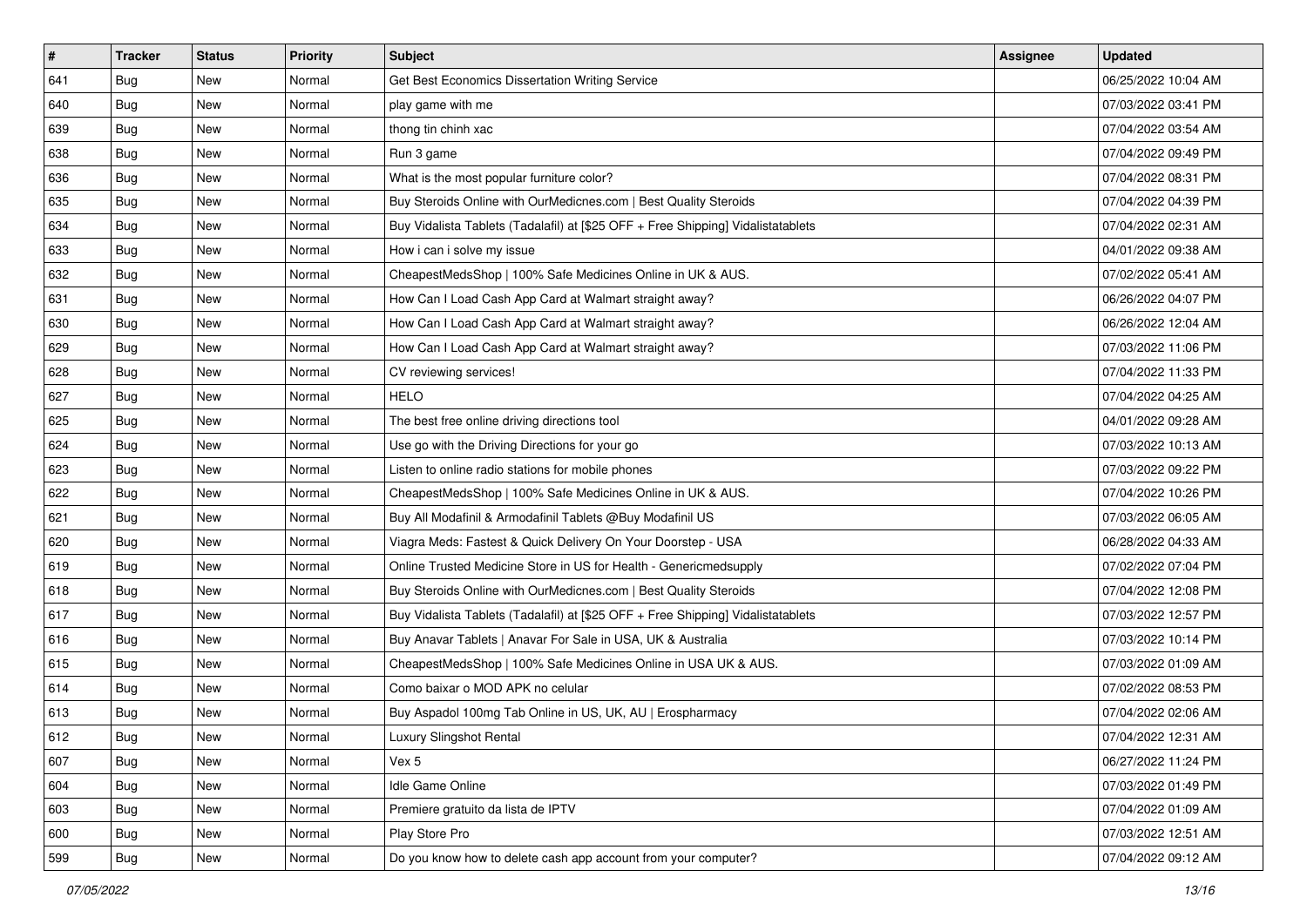| # | Tracker | Status | Priority | Subject | Assignee | Updated |
|---|---|---|---|---|---|---|
| 641 | Bug | New | Normal | Get Best Economics Dissertation Writing Service | | 06/25/2022 10:04 AM |
| 640 | Bug | New | Normal | play game with me | | 07/03/2022 03:41 PM |
| 639 | Bug | New | Normal | thong tin chinh xac | | 07/04/2022 03:54 AM |
| 638 | Bug | New | Normal | Run 3 game | | 07/04/2022 09:49 PM |
| 636 | Bug | New | Normal | What is the most popular furniture color? | | 07/04/2022 08:31 PM |
| 635 | Bug | New | Normal | Buy Steroids Online with OurMedicnes.com \| Best Quality Steroids | | 07/04/2022 04:39 PM |
| 634 | Bug | New | Normal | Buy Vidalista Tablets (Tadalafil) at [$25 OFF + Free Shipping] Vidalistatablets | | 07/04/2022 02:31 AM |
| 633 | Bug | New | Normal | How i can i solve my issue | | 04/01/2022 09:38 AM |
| 632 | Bug | New | Normal | CheapestMedsShop \| 100% Safe Medicines Online in UK & AUS. | | 07/02/2022 05:41 AM |
| 631 | Bug | New | Normal | How Can I Load Cash App Card at Walmart straight away? | | 06/26/2022 04:07 PM |
| 630 | Bug | New | Normal | How Can I Load Cash App Card at Walmart straight away? | | 06/26/2022 12:04 AM |
| 629 | Bug | New | Normal | How Can I Load Cash App Card at Walmart straight away? | | 07/03/2022 11:06 PM |
| 628 | Bug | New | Normal | CV reviewing services! | | 07/04/2022 11:33 PM |
| 627 | Bug | New | Normal | HELO | | 07/04/2022 04:25 AM |
| 625 | Bug | New | Normal | The best free online driving directions tool | | 04/01/2022 09:28 AM |
| 624 | Bug | New | Normal | Use go with the Driving Directions for your go | | 07/03/2022 10:13 AM |
| 623 | Bug | New | Normal | Listen to online radio stations for mobile phones | | 07/03/2022 09:22 PM |
| 622 | Bug | New | Normal | CheapestMedsShop \| 100% Safe Medicines Online in UK & AUS. | | 07/04/2022 10:26 PM |
| 621 | Bug | New | Normal | Buy All Modafinil & Armodafinil Tablets @Buy Modafinil US | | 07/03/2022 06:05 AM |
| 620 | Bug | New | Normal | Viagra Meds: Fastest & Quick Delivery On Your Doorstep - USA | | 06/28/2022 04:33 AM |
| 619 | Bug | New | Normal | Online Trusted Medicine Store in US for Health - Genericmedsupply | | 07/02/2022 07:04 PM |
| 618 | Bug | New | Normal | Buy Steroids Online with OurMedicnes.com \| Best Quality Steroids | | 07/04/2022 12:08 PM |
| 617 | Bug | New | Normal | Buy Vidalista Tablets (Tadalafil) at [$25 OFF + Free Shipping] Vidalistatablets | | 07/03/2022 12:57 PM |
| 616 | Bug | New | Normal | Buy Anavar Tablets \| Anavar For Sale in USA, UK & Australia | | 07/03/2022 10:14 PM |
| 615 | Bug | New | Normal | CheapestMedsShop \| 100% Safe Medicines Online in USA UK & AUS. | | 07/03/2022 01:09 AM |
| 614 | Bug | New | Normal | Como baixar o MOD APK no celular | | 07/02/2022 08:53 PM |
| 613 | Bug | New | Normal | Buy Aspadol 100mg Tab Online in US, UK, AU \| Erospharmacy | | 07/04/2022 02:06 AM |
| 612 | Bug | New | Normal | Luxury Slingshot Rental | | 07/04/2022 12:31 AM |
| 607 | Bug | New | Normal | Vex 5 | | 06/27/2022 11:24 PM |
| 604 | Bug | New | Normal | Idle Game Online | | 07/03/2022 01:49 PM |
| 603 | Bug | New | Normal | Premiere gratuito da lista de IPTV | | 07/04/2022 01:09 AM |
| 600 | Bug | New | Normal | Play Store Pro | | 07/03/2022 12:51 AM |
| 599 | Bug | New | Normal | Do you know how to delete cash app account from your computer? | | 07/04/2022 09:12 AM |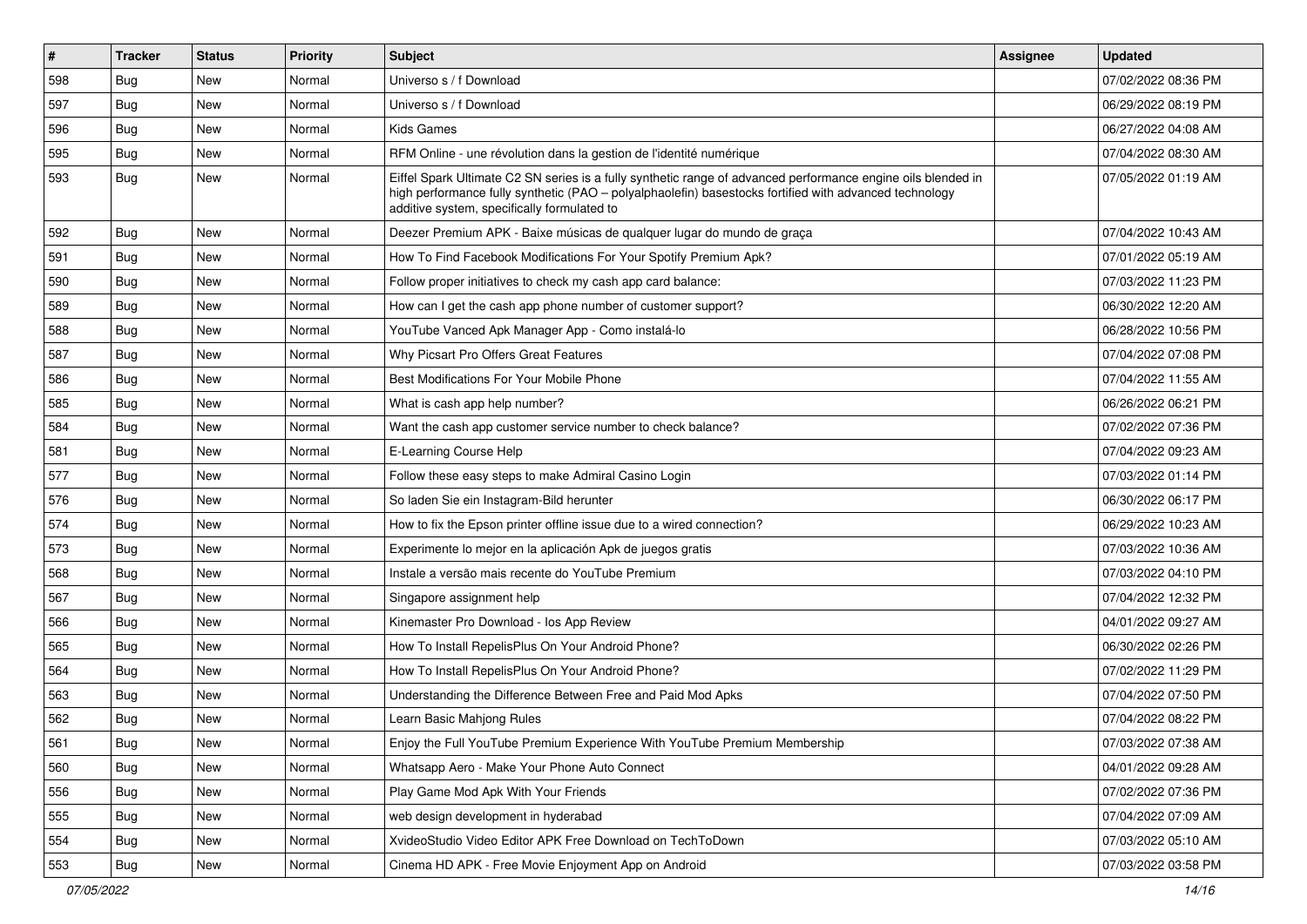| # | Tracker | Status | Priority | Subject | Assignee | Updated |
| --- | --- | --- | --- | --- | --- | --- |
| 598 | Bug | New | Normal | Universo s / f Download | | 07/02/2022 08:36 PM |
| 597 | Bug | New | Normal | Universo s / f Download | | 06/29/2022 08:19 PM |
| 596 | Bug | New | Normal | Kids Games | | 06/27/2022 04:08 AM |
| 595 | Bug | New | Normal | RFM Online - une révolution dans la gestion de l'identité numérique | | 07/04/2022 08:30 AM |
| 593 | Bug | New | Normal | Eiffel Spark Ultimate C2 SN series is a fully synthetic range of advanced performance engine oils blended in high performance fully synthetic (PAO – polyalphaolefin) basestocks fortified with advanced technology additive system, specifically formulated to | | 07/05/2022 01:19 AM |
| 592 | Bug | New | Normal | Deezer Premium APK - Baixe músicas de qualquer lugar do mundo de graça | | 07/04/2022 10:43 AM |
| 591 | Bug | New | Normal | How To Find Facebook Modifications For Your Spotify Premium Apk? | | 07/01/2022 05:19 AM |
| 590 | Bug | New | Normal | Follow proper initiatives to check my cash app card balance: | | 07/03/2022 11:23 PM |
| 589 | Bug | New | Normal | How can I get the cash app phone number of customer support? | | 06/30/2022 12:20 AM |
| 588 | Bug | New | Normal | YouTube Vanced Apk Manager App - Como instalá-lo | | 06/28/2022 10:56 PM |
| 587 | Bug | New | Normal | Why Picsart Pro Offers Great Features | | 07/04/2022 07:08 PM |
| 586 | Bug | New | Normal | Best Modifications For Your Mobile Phone | | 07/04/2022 11:55 AM |
| 585 | Bug | New | Normal | What is cash app help number? | | 06/26/2022 06:21 PM |
| 584 | Bug | New | Normal | Want the cash app customer service number to check balance? | | 07/02/2022 07:36 PM |
| 581 | Bug | New | Normal | E-Learning Course Help | | 07/04/2022 09:23 AM |
| 577 | Bug | New | Normal | Follow these easy steps to make Admiral Casino Login | | 07/03/2022 01:14 PM |
| 576 | Bug | New | Normal | So laden Sie ein Instagram-Bild herunter | | 06/30/2022 06:17 PM |
| 574 | Bug | New | Normal | How to fix the Epson printer offline issue due to a wired connection? | | 06/29/2022 10:23 AM |
| 573 | Bug | New | Normal | Experimente lo mejor en la aplicación Apk de juegos gratis | | 07/03/2022 10:36 AM |
| 568 | Bug | New | Normal | Instale a versão mais recente do YouTube Premium | | 07/03/2022 04:10 PM |
| 567 | Bug | New | Normal | Singapore assignment help | | 07/04/2022 12:32 PM |
| 566 | Bug | New | Normal | Kinemaster Pro Download - Ios App Review | | 04/01/2022 09:27 AM |
| 565 | Bug | New | Normal | How To Install RepelisPlus On Your Android Phone? | | 06/30/2022 02:26 PM |
| 564 | Bug | New | Normal | How To Install RepelisPlus On Your Android Phone? | | 07/02/2022 11:29 PM |
| 563 | Bug | New | Normal | Understanding the Difference Between Free and Paid Mod Apks | | 07/04/2022 07:50 PM |
| 562 | Bug | New | Normal | Learn Basic Mahjong Rules | | 07/04/2022 08:22 PM |
| 561 | Bug | New | Normal | Enjoy the Full YouTube Premium Experience With YouTube Premium Membership | | 07/03/2022 07:38 AM |
| 560 | Bug | New | Normal | Whatsapp Aero - Make Your Phone Auto Connect | | 04/01/2022 09:28 AM |
| 556 | Bug | New | Normal | Play Game Mod Apk With Your Friends | | 07/02/2022 07:36 PM |
| 555 | Bug | New | Normal | web design development in hyderabad | | 07/04/2022 07:09 AM |
| 554 | Bug | New | Normal | XvideoStudio Video Editor APK Free Download on TechToDown | | 07/03/2022 05:10 AM |
| 553 | Bug | New | Normal | Cinema HD APK - Free Movie Enjoyment App on Android | | 07/03/2022 03:58 PM |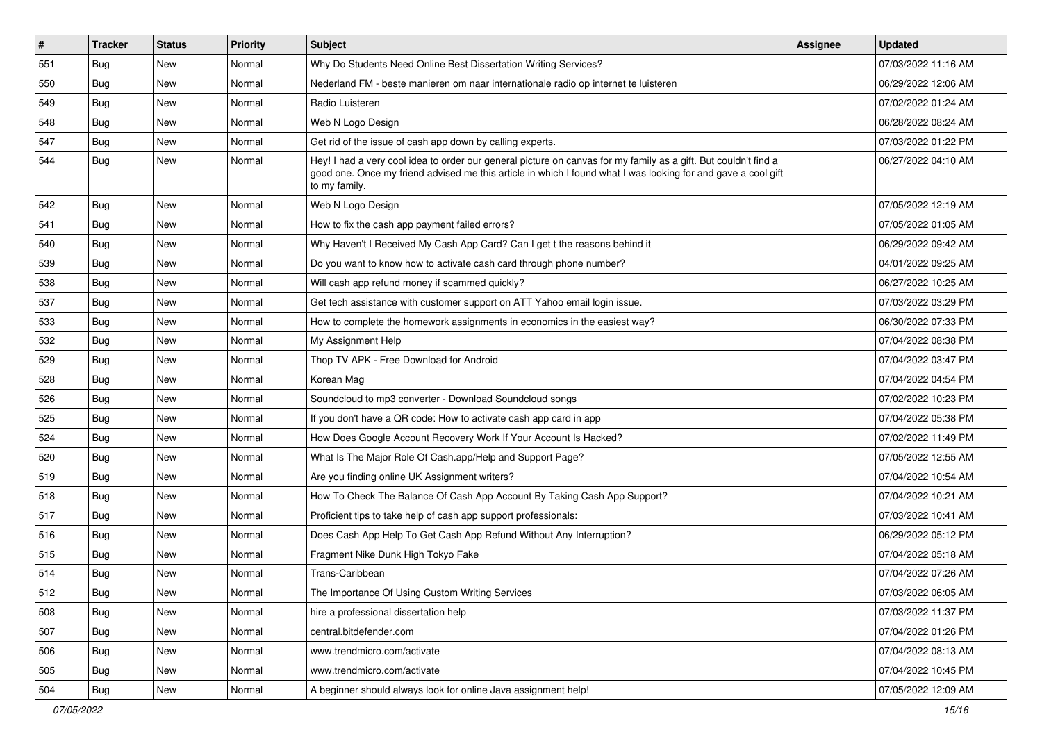| # | Tracker | Status | Priority | Subject | Assignee | Updated |
|---|---|---|---|---|---|---|
| 551 | Bug | New | Normal | Why Do Students Need Online Best Dissertation Writing Services? | | 07/03/2022 11:16 AM |
| 550 | Bug | New | Normal | Nederland FM - beste manieren om naar internationale radio op internet te luisteren | | 06/29/2022 12:06 AM |
| 549 | Bug | New | Normal | Radio Luisteren | | 07/02/2022 01:24 AM |
| 548 | Bug | New | Normal | Web N Logo Design | | 06/28/2022 08:24 AM |
| 547 | Bug | New | Normal | Get rid of the issue of cash app down by calling experts. | | 07/03/2022 01:22 PM |
| 544 | Bug | New | Normal | Hey! I had a very cool idea to order our general picture on canvas for my family as a gift. But couldn't find a good one. Once my friend advised me this article in which I found what I was looking for and gave a cool gift to my family. | | 06/27/2022 04:10 AM |
| 542 | Bug | New | Normal | Web N Logo Design | | 07/05/2022 12:19 AM |
| 541 | Bug | New | Normal | How to fix the cash app payment failed errors? | | 07/05/2022 01:05 AM |
| 540 | Bug | New | Normal | Why Haven't I Received My Cash App Card? Can I get t the reasons behind it | | 06/29/2022 09:42 AM |
| 539 | Bug | New | Normal | Do you want to know how to activate cash card through phone number? | | 04/01/2022 09:25 AM |
| 538 | Bug | New | Normal | Will cash app refund money if scammed quickly? | | 06/27/2022 10:25 AM |
| 537 | Bug | New | Normal | Get tech assistance with customer support on ATT Yahoo email login issue. | | 07/03/2022 03:29 PM |
| 533 | Bug | New | Normal | How to complete the homework assignments in economics in the easiest way? | | 06/30/2022 07:33 PM |
| 532 | Bug | New | Normal | My Assignment Help | | 07/04/2022 08:38 PM |
| 529 | Bug | New | Normal | Thop TV APK - Free Download for Android | | 07/04/2022 03:47 PM |
| 528 | Bug | New | Normal | Korean Mag | | 07/04/2022 04:54 PM |
| 526 | Bug | New | Normal | Soundcloud to mp3 converter - Download Soundcloud songs | | 07/02/2022 10:23 PM |
| 525 | Bug | New | Normal | If you don't have a QR code: How to activate cash app card in app | | 07/04/2022 05:38 PM |
| 524 | Bug | New | Normal | How Does Google Account Recovery Work If Your Account Is Hacked? | | 07/02/2022 11:49 PM |
| 520 | Bug | New | Normal | What Is The Major Role Of Cash.app/Help and Support Page? | | 07/05/2022 12:55 AM |
| 519 | Bug | New | Normal | Are you finding online UK Assignment writers? | | 07/04/2022 10:54 AM |
| 518 | Bug | New | Normal | How To Check The Balance Of Cash App Account By Taking Cash App Support? | | 07/04/2022 10:21 AM |
| 517 | Bug | New | Normal | Proficient tips to take help of cash app support professionals: | | 07/03/2022 10:41 AM |
| 516 | Bug | New | Normal | Does Cash App Help To Get Cash App Refund Without Any Interruption? | | 06/29/2022 05:12 PM |
| 515 | Bug | New | Normal | Fragment Nike Dunk High Tokyo Fake | | 07/04/2022 05:18 AM |
| 514 | Bug | New | Normal | Trans-Caribbean | | 07/04/2022 07:26 AM |
| 512 | Bug | New | Normal | The Importance Of Using Custom Writing Services | | 07/03/2022 06:05 AM |
| 508 | Bug | New | Normal | hire a professional dissertation help | | 07/03/2022 11:37 PM |
| 507 | Bug | New | Normal | central.bitdefender.com | | 07/04/2022 01:26 PM |
| 506 | Bug | New | Normal | www.trendmicro.com/activate | | 07/04/2022 08:13 AM |
| 505 | Bug | New | Normal | www.trendmicro.com/activate | | 07/04/2022 10:45 PM |
| 504 | Bug | New | Normal | A beginner should always look for online Java assignment help! | | 07/05/2022 12:09 AM |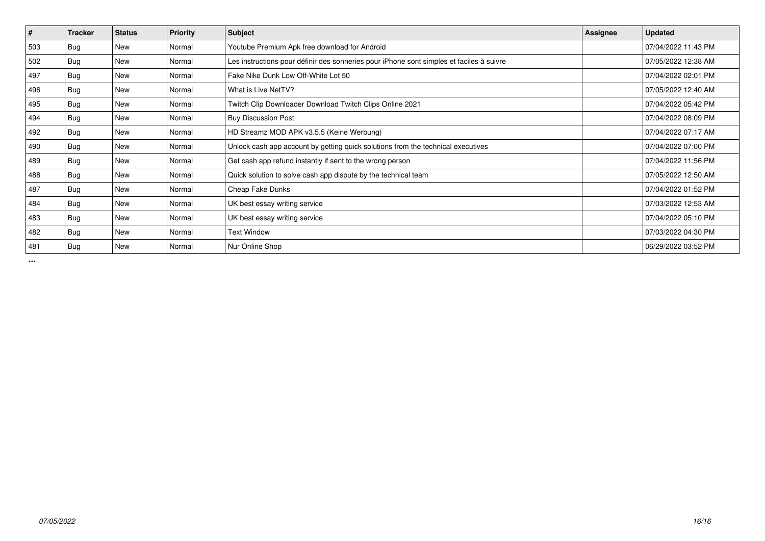| # | Tracker | Status | Priority | Subject | Assignee | Updated |
|---|---|---|---|---|---|---|
| 503 | Bug | New | Normal | Youtube Premium Apk free download for Android | | 07/04/2022 11:43 PM |
| 502 | Bug | New | Normal | Les instructions pour définir des sonneries pour iPhone sont simples et faciles à suivre | | 07/05/2022 12:38 AM |
| 497 | Bug | New | Normal | Fake Nike Dunk Low Off-White Lot 50 | | 07/04/2022 02:01 PM |
| 496 | Bug | New | Normal | What is Live NetTV? | | 07/05/2022 12:40 AM |
| 495 | Bug | New | Normal | Twitch Clip Downloader Download Twitch Clips Online 2021 | | 07/04/2022 05:42 PM |
| 494 | Bug | New | Normal | Buy Discussion Post | | 07/04/2022 08:09 PM |
| 492 | Bug | New | Normal | HD Streamz MOD APK v3.5.5 (Keine Werbung) | | 07/04/2022 07:17 AM |
| 490 | Bug | New | Normal | Unlock cash app account by getting quick solutions from the technical executives | | 07/04/2022 07:00 PM |
| 489 | Bug | New | Normal | Get cash app refund instantly if sent to the wrong person | | 07/04/2022 11:56 PM |
| 488 | Bug | New | Normal | Quick solution to solve cash app dispute by the technical team | | 07/05/2022 12:50 AM |
| 487 | Bug | New | Normal | Cheap Fake Dunks | | 07/04/2022 01:52 PM |
| 484 | Bug | New | Normal | UK best essay writing service | | 07/03/2022 12:53 AM |
| 483 | Bug | New | Normal | UK best essay writing service | | 07/04/2022 05:10 PM |
| 482 | Bug | New | Normal | Text Window | | 07/03/2022 04:30 PM |
| 481 | Bug | New | Normal | Nur Online Shop | | 06/29/2022 03:52 PM |

...